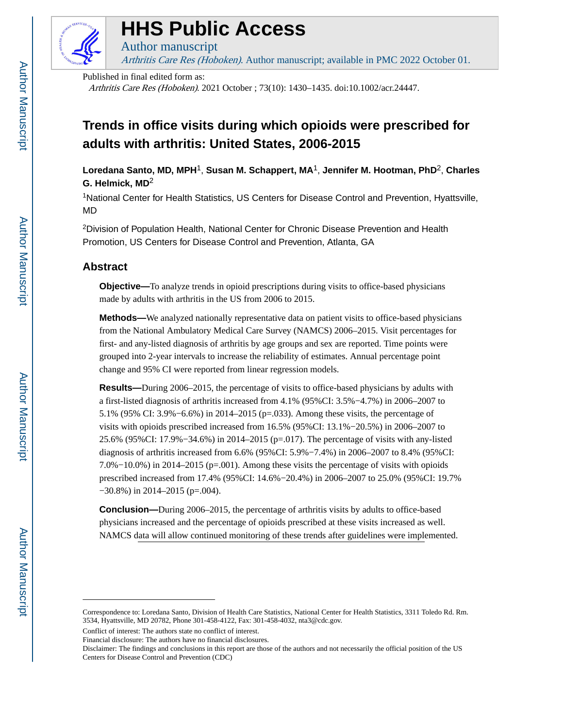# HHS Public Access

Author manuscript

*Arthritis Care Res (Hoboken)*. Author manuscript; available in PMC 2022 October 01.

Published in final edited form as:

*Arthritis Care Res (Hoboken)*. 2021 October ; 73(10): 1430–1435. doi:10.1002/acr.24447.

# Trends in office visits during which opioids were prescribed for adults with arthritis: United States, 2006-2015

**Loredana Santo, MD, MPH**[1], **Susan M. Schappert, MA**[1], **Jennifer M. Hootman, PhD**[2], **Charles G. Helmick, MD**[2]

[1]National Center for Health Statistics, US Centers for Disease Control and Prevention, Hyattsville, MD

[2]Division of Population Health, National Center for Chronic Disease Prevention and Health Promotion, US Centers for Disease Control and Prevention, Atlanta, GA

## Abstract

**Objective—**To analyze trends in opioid prescriptions during visits to office-based physicians made by adults with arthritis in the US from 2006 to 2015.

**Methods—**We analyzed nationally representative data on patient visits to office-based physicians from the National Ambulatory Medical Care Survey (NAMCS) 2006–2015. Visit percentages for first- and any-listed diagnosis of arthritis by age groups and sex are reported. Time points were grouped into 2-year intervals to increase the reliability of estimates. Annual percentage point change and 95% CI were reported from linear regression models.

**Results—**During 2006–2015, the percentage of visits to office-based physicians by adults with a first-listed diagnosis of arthritis increased from 4.1% (95%CI: 3.5%−4.7%) in 2006–2007 to 5.1% (95% CI: 3.9%−6.6%) in 2014–2015 (p=.033). Among these visits, the percentage of visits with opioids prescribed increased from 16.5% (95%CI: 13.1%−20.5%) in 2006–2007 to 25.6% (95%CI: 17.9%−34.6%) in 2014–2015 (p=.017). The percentage of visits with any-listed diagnosis of arthritis increased from 6.6% (95%CI: 5.9%−7.4%) in 2006–2007 to 8.4% (95%CI: 7.0%−10.0%) in 2014–2015 (p=.001). Among these visits the percentage of visits with opioids prescribed increased from 17.4% (95%CI: 14.6%−20.4%) in 2006–2007 to 25.0% (95%CI: 19.7% −30.8%) in 2014–2015 (p=.004).

**Conclusion—**During 2006–2015, the percentage of arthritis visits by adults to office-based physicians increased and the percentage of opioids prescribed at these visits increased as well. NAMCS data will allow continued monitoring of these trends after guidelines were implemented.

---

Correspondence to: Loredana Santo, Division of Health Care Statistics, National Center for Health Statistics, 3311 Toledo Rd. Rm. 3534, Hyattsville, MD 20782, Phone 301-458-4122, Fax: 301-458-4032, nta3@cdc.gov.

Conflict of interest: The authors state no conflict of interest.

Financial disclosure: The authors have no financial disclosures.

Disclaimer: The findings and conclusions in this report are those of the authors and not necessarily the official position of the US Centers for Disease Control and Prevention (CDC)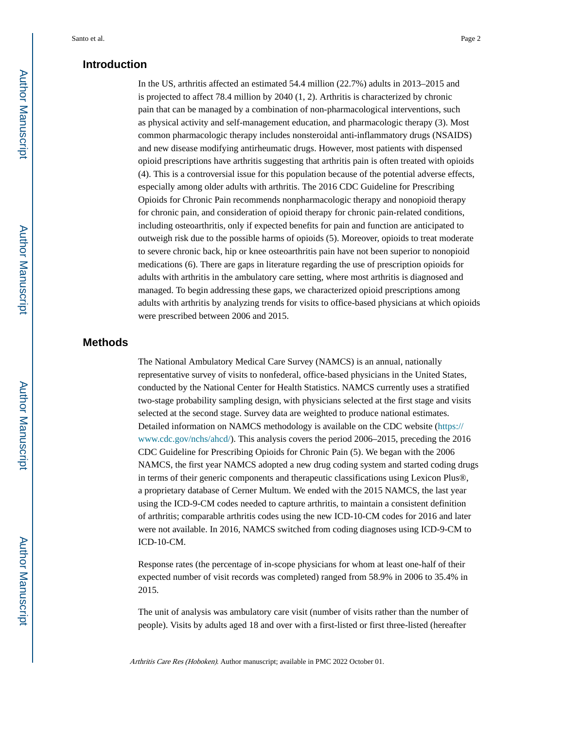## Introduction

In the US, arthritis affected an estimated 54.4 million (22.7%) adults in 2013–2015 and is projected to affect 78.4 million by 2040 (1, 2). Arthritis is characterized by chronic pain that can be managed by a combination of non-pharmacological interventions, such as physical activity and self-management education, and pharmacologic therapy (3). Most common pharmacologic therapy includes nonsteroidal anti-inflammatory drugs (NSAIDS) and new disease modifying antirheumatic drugs. However, most patients with dispensed opioid prescriptions have arthritis suggesting that arthritis pain is often treated with opioids (4). This is a controversial issue for this population because of the potential adverse effects, especially among older adults with arthritis. The 2016 CDC Guideline for Prescribing Opioids for Chronic Pain recommends nonpharmacologic therapy and nonopioid therapy for chronic pain, and consideration of opioid therapy for chronic pain-related conditions, including osteoarthritis, only if expected benefits for pain and function are anticipated to outweigh risk due to the possible harms of opioids (5). Moreover, opioids to treat moderate to severe chronic back, hip or knee osteoarthritis pain have not been superior to nonopioid medications (6). There are gaps in literature regarding the use of prescription opioids for adults with arthritis in the ambulatory care setting, where most arthritis is diagnosed and managed. To begin addressing these gaps, we characterized opioid prescriptions among adults with arthritis by analyzing trends for visits to office-based physicians at which opioids were prescribed between 2006 and 2015.

## Methods

The National Ambulatory Medical Care Survey (NAMCS) is an annual, nationally representative survey of visits to nonfederal, office-based physicians in the United States, conducted by the National Center for Health Statistics. NAMCS currently uses a stratified two-stage probability sampling design, with physicians selected at the first stage and visits selected at the second stage. Survey data are weighted to produce national estimates. Detailed information on NAMCS methodology is available on the CDC website (https://www.cdc.gov/nchs/ahcd/). This analysis covers the period 2006–2015, preceding the 2016 CDC Guideline for Prescribing Opioids for Chronic Pain (5). We began with the 2006 NAMCS, the first year NAMCS adopted a new drug coding system and started coding drugs in terms of their generic components and therapeutic classifications using Lexicon Plus®, a proprietary database of Cerner Multum. We ended with the 2015 NAMCS, the last year using the ICD-9-CM codes needed to capture arthritis, to maintain a consistent definition of arthritis; comparable arthritis codes using the new ICD-10-CM codes for 2016 and later were not available. In 2016, NAMCS switched from coding diagnoses using ICD-9-CM to ICD-10-CM.

Response rates (the percentage of in-scope physicians for whom at least one-half of their expected number of visit records was completed) ranged from 58.9% in 2006 to 35.4% in 2015.

The unit of analysis was ambulatory care visit (number of visits rather than the number of people). Visits by adults aged 18 and over with a first-listed or first three-listed (hereafter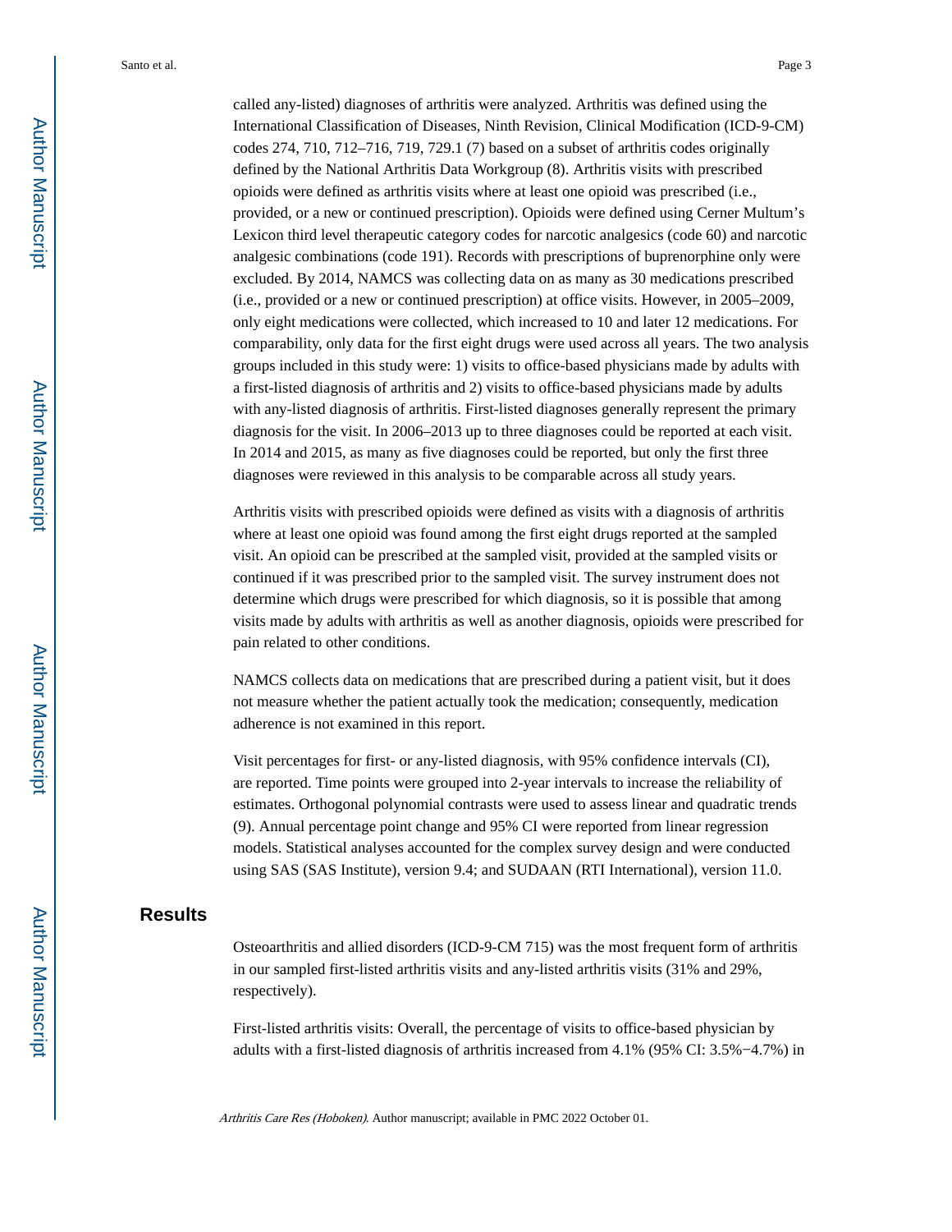called any-listed) diagnoses of arthritis were analyzed. Arthritis was defined using the International Classification of Diseases, Ninth Revision, Clinical Modification (ICD-9-CM) codes 274, 710, 712–716, 719, 729.1 (7) based on a subset of arthritis codes originally defined by the National Arthritis Data Workgroup (8). Arthritis visits with prescribed opioids were defined as arthritis visits where at least one opioid was prescribed (i.e., provided, or a new or continued prescription). Opioids were defined using Cerner Multum's Lexicon third level therapeutic category codes for narcotic analgesics (code 60) and narcotic analgesic combinations (code 191). Records with prescriptions of buprenorphine only were excluded. By 2014, NAMCS was collecting data on as many as 30 medications prescribed (i.e., provided or a new or continued prescription) at office visits. However, in 2005–2009, only eight medications were collected, which increased to 10 and later 12 medications. For comparability, only data for the first eight drugs were used across all years. The two analysis groups included in this study were: 1) visits to office-based physicians made by adults with a first-listed diagnosis of arthritis and 2) visits to office-based physicians made by adults with any-listed diagnosis of arthritis. First-listed diagnoses generally represent the primary diagnosis for the visit. In 2006–2013 up to three diagnoses could be reported at each visit. In 2014 and 2015, as many as five diagnoses could be reported, but only the first three diagnoses were reviewed in this analysis to be comparable across all study years.

Arthritis visits with prescribed opioids were defined as visits with a diagnosis of arthritis where at least one opioid was found among the first eight drugs reported at the sampled visit. An opioid can be prescribed at the sampled visit, provided at the sampled visits or continued if it was prescribed prior to the sampled visit. The survey instrument does not determine which drugs were prescribed for which diagnosis, so it is possible that among visits made by adults with arthritis as well as another diagnosis, opioids were prescribed for pain related to other conditions.

NAMCS collects data on medications that are prescribed during a patient visit, but it does not measure whether the patient actually took the medication; consequently, medication adherence is not examined in this report.

Visit percentages for first- or any-listed diagnosis, with 95% confidence intervals (CI), are reported. Time points were grouped into 2-year intervals to increase the reliability of estimates. Orthogonal polynomial contrasts were used to assess linear and quadratic trends (9). Annual percentage point change and 95% CI were reported from linear regression models. Statistical analyses accounted for the complex survey design and were conducted using SAS (SAS Institute), version 9.4; and SUDAAN (RTI International), version 11.0.

## Results

Osteoarthritis and allied disorders (ICD-9-CM 715) was the most frequent form of arthritis in our sampled first-listed arthritis visits and any-listed arthritis visits (31% and 29%, respectively).

First-listed arthritis visits: Overall, the percentage of visits to office-based physician by adults with a first-listed diagnosis of arthritis increased from 4.1% (95% CI: 3.5%−4.7%) in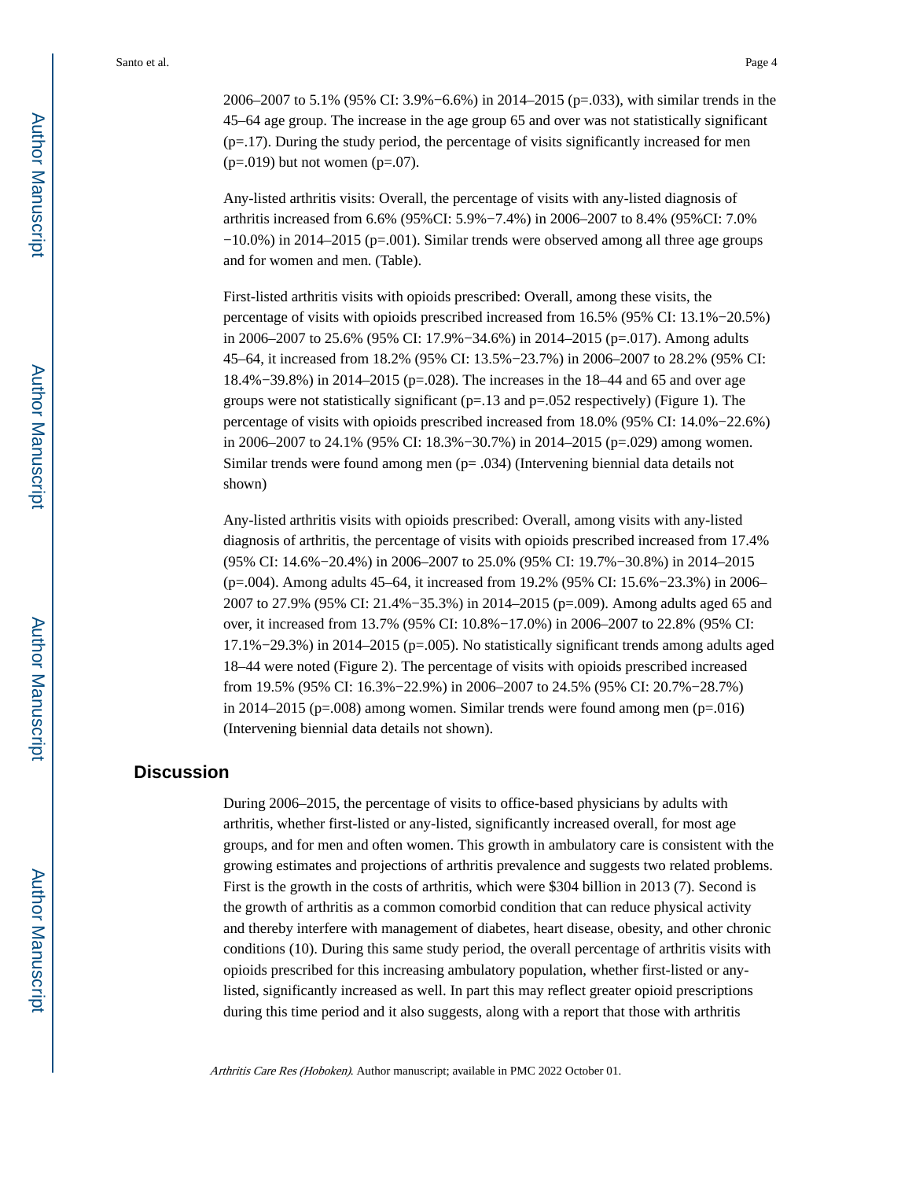2006–2007 to 5.1% (95% CI: 3.9%−6.6%) in 2014–2015 (p=.033), with similar trends in the 45–64 age group. The increase in the age group 65 and over was not statistically significant (p=.17). During the study period, the percentage of visits significantly increased for men (p=.019) but not women (p=.07).

Any-listed arthritis visits: Overall, the percentage of visits with any-listed diagnosis of arthritis increased from 6.6% (95%CI: 5.9%−7.4%) in 2006–2007 to 8.4% (95%CI: 7.0% −10.0%) in 2014–2015 (p=.001). Similar trends were observed among all three age groups and for women and men. (Table).

First-listed arthritis visits with opioids prescribed: Overall, among these visits, the percentage of visits with opioids prescribed increased from 16.5% (95% CI: 13.1%−20.5%) in 2006–2007 to 25.6% (95% CI: 17.9%−34.6%) in 2014–2015 (p=.017). Among adults 45–64, it increased from 18.2% (95% CI: 13.5%−23.7%) in 2006–2007 to 28.2% (95% CI: 18.4%−39.8%) in 2014–2015 (p=.028). The increases in the 18–44 and 65 and over age groups were not statistically significant (p=.13 and p=.052 respectively) (Figure 1). The percentage of visits with opioids prescribed increased from 18.0% (95% CI: 14.0%−22.6%) in 2006–2007 to 24.1% (95% CI: 18.3%−30.7%) in 2014–2015 (p=.029) among women. Similar trends were found among men (p= .034) (Intervening biennial data details not shown)

Any-listed arthritis visits with opioids prescribed: Overall, among visits with any-listed diagnosis of arthritis, the percentage of visits with opioids prescribed increased from 17.4% (95% CI: 14.6%−20.4%) in 2006–2007 to 25.0% (95% CI: 19.7%−30.8%) in 2014–2015 (p=.004). Among adults 45–64, it increased from 19.2% (95% CI: 15.6%−23.3%) in 2006–2007 to 27.9% (95% CI: 21.4%−35.3%) in 2014–2015 (p=.009). Among adults aged 65 and over, it increased from 13.7% (95% CI: 10.8%−17.0%) in 2006–2007 to 22.8% (95% CI: 17.1%−29.3%) in 2014–2015 (p=.005). No statistically significant trends among adults aged 18–44 were noted (Figure 2). The percentage of visits with opioids prescribed increased from 19.5% (95% CI: 16.3%−22.9%) in 2006–2007 to 24.5% (95% CI: 20.7%−28.7%) in 2014–2015 (p=.008) among women. Similar trends were found among men (p=.016) (Intervening biennial data details not shown).

## Discussion

During 2006–2015, the percentage of visits to office-based physicians by adults with arthritis, whether first-listed or any-listed, significantly increased overall, for most age groups, and for men and often women. This growth in ambulatory care is consistent with the growing estimates and projections of arthritis prevalence and suggests two related problems. First is the growth in the costs of arthritis, which were $304 billion in 2013 (7). Second is the growth of arthritis as a common comorbid condition that can reduce physical activity and thereby interfere with management of diabetes, heart disease, obesity, and other chronic conditions (10). During this same study period, the overall percentage of arthritis visits with opioids prescribed for this increasing ambulatory population, whether first-listed or any-listed, significantly increased as well. In part this may reflect greater opioid prescriptions during this time period and it also suggests, along with a report that those with arthritis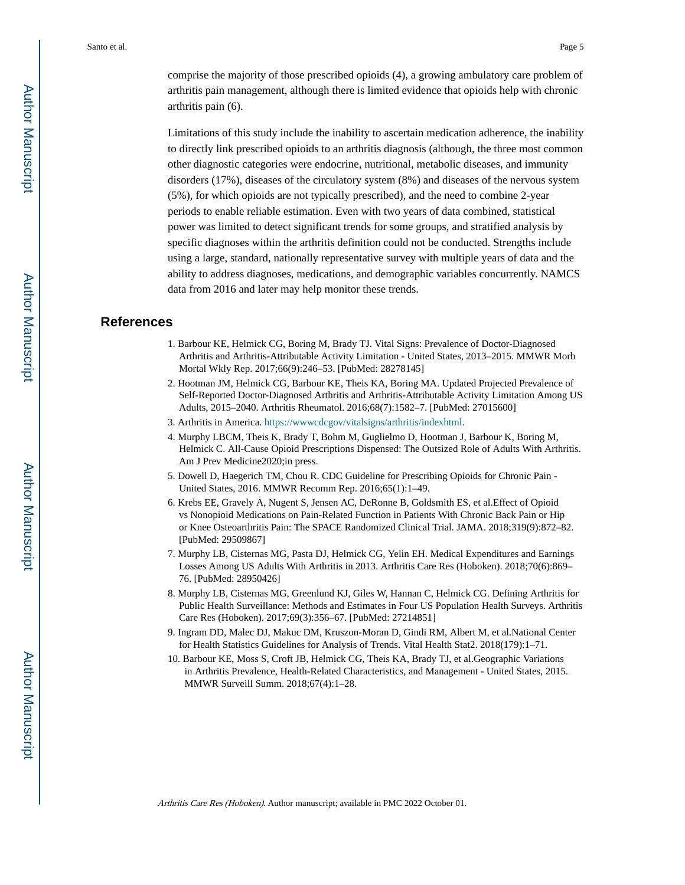comprise the majority of those prescribed opioids (4), a growing ambulatory care problem of arthritis pain management, although there is limited evidence that opioids help with chronic arthritis pain (6).

Limitations of this study include the inability to ascertain medication adherence, the inability to directly link prescribed opioids to an arthritis diagnosis (although, the three most common other diagnostic categories were endocrine, nutritional, metabolic diseases, and immunity disorders (17%), diseases of the circulatory system (8%) and diseases of the nervous system (5%), for which opioids are not typically prescribed), and the need to combine 2-year periods to enable reliable estimation. Even with two years of data combined, statistical power was limited to detect significant trends for some groups, and stratified analysis by specific diagnoses within the arthritis definition could not be conducted. Strengths include using a large, standard, nationally representative survey with multiple years of data and the ability to address diagnoses, medications, and demographic variables concurrently. NAMCS data from 2016 and later may help monitor these trends.

## References

1. Barbour KE, Helmick CG, Boring M, Brady TJ. Vital Signs: Prevalence of Doctor-Diagnosed Arthritis and Arthritis-Attributable Activity Limitation - United States, 2013–2015. MMWR Morb Mortal Wkly Rep. 2017;66(9):246–53. [PubMed: 28278145]
2. Hootman JM, Helmick CG, Barbour KE, Theis KA, Boring MA. Updated Projected Prevalence of Self-Reported Doctor-Diagnosed Arthritis and Arthritis-Attributable Activity Limitation Among US Adults, 2015–2040. Arthritis Rheumatol. 2016;68(7):1582–7. [PubMed: 27015600]
3. Arthritis in America. https://wwwcdcgov/vitalsigns/arthritis/indexhtml.
4. Murphy LBCM, Theis K, Brady T, Bohm M, Guglielmo D, Hootman J, Barbour K, Boring M, Helmick C. All-Cause Opioid Prescriptions Dispensed: The Outsized Role of Adults With Arthritis. Am J Prev Medicine2020;in press.
5. Dowell D, Haegerich TM, Chou R. CDC Guideline for Prescribing Opioids for Chronic Pain - United States, 2016. MMWR Recomm Rep. 2016;65(1):1–49.
6. Krebs EE, Gravely A, Nugent S, Jensen AC, DeRonne B, Goldsmith ES, et al.Effect of Opioid vs Nonopioid Medications on Pain-Related Function in Patients With Chronic Back Pain or Hip or Knee Osteoarthritis Pain: The SPACE Randomized Clinical Trial. JAMA. 2018;319(9):872–82. [PubMed: 29509867]
7. Murphy LB, Cisternas MG, Pasta DJ, Helmick CG, Yelin EH. Medical Expenditures and Earnings Losses Among US Adults With Arthritis in 2013. Arthritis Care Res (Hoboken). 2018;70(6):869–76. [PubMed: 28950426]
8. Murphy LB, Cisternas MG, Greenlund KJ, Giles W, Hannan C, Helmick CG. Defining Arthritis for Public Health Surveillance: Methods and Estimates in Four US Population Health Surveys. Arthritis Care Res (Hoboken). 2017;69(3):356–67. [PubMed: 27214851]
9. Ingram DD, Malec DJ, Makuc DM, Kruszon-Moran D, Gindi RM, Albert M, et al.National Center for Health Statistics Guidelines for Analysis of Trends. Vital Health Stat2. 2018(179):1–71.
10. Barbour KE, Moss S, Croft JB, Helmick CG, Theis KA, Brady TJ, et al.Geographic Variations in Arthritis Prevalence, Health-Related Characteristics, and Management - United States, 2015. MMWR Surveill Summ. 2018;67(4):1–28.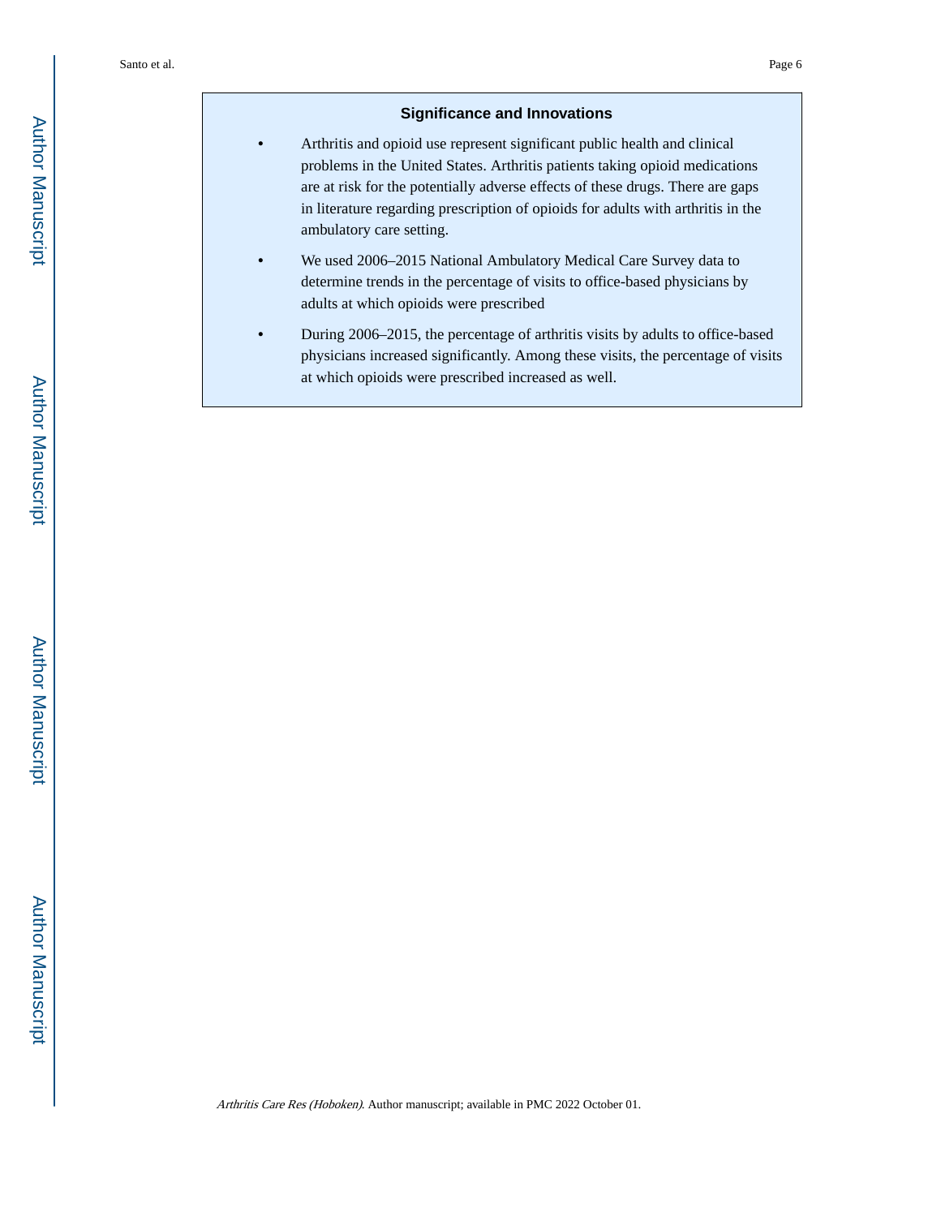## Significance and Innovations

- Arthritis and opioid use represent significant public health and clinical problems in the United States. Arthritis patients taking opioid medications are at risk for the potentially adverse effects of these drugs. There are gaps in literature regarding prescription of opioids for adults with arthritis in the ambulatory care setting.
- We used 2006–2015 National Ambulatory Medical Care Survey data to determine trends in the percentage of visits to office-based physicians by adults at which opioids were prescribed
- During 2006–2015, the percentage of arthritis visits by adults to office-based physicians increased significantly. Among these visits, the percentage of visits at which opioids were prescribed increased as well.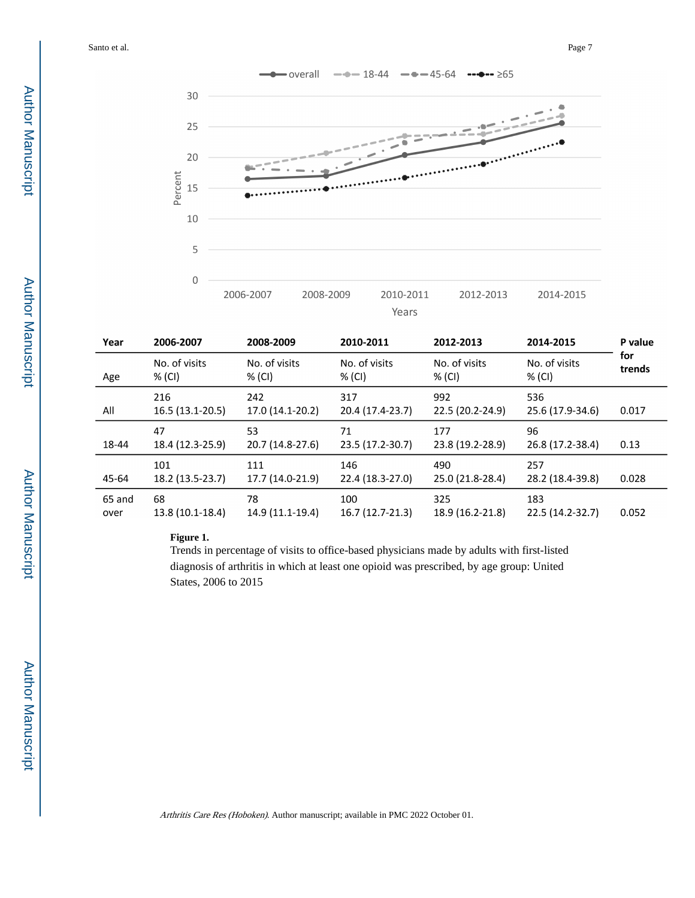| Year | 2006-2007 | 2008-2009 | 2010-2011 | 2012-2013 | 2014-2015 | P value for trends |
|---|---|---|---|---|---|---|
| Age | No. of visits<br>% (CI) | No. of visits<br>% (CI) | No. of visits<br>% (CI) | No. of visits<br>% (CI) | No. of visits<br>% (CI) | |
| All | 216<br>16.5 (13.1-20.5) | 242<br>17.0 (14.1-20.2) | 317<br>20.4 (17.4-23.7) | 992<br>22.5 (20.2-24.9) | 536<br>25.6 (17.9-34.6) | 0.017 |
| 18-44 | 47<br>18.4 (12.3-25.9) | 53<br>20.7 (14.8-27.6) | 71<br>23.5 (17.2-30.7) | 177<br>23.8 (19.2-28.9) | 96<br>26.8 (17.2-38.4) | 0.13 |
| 45-64 | 101<br>18.2 (13.5-23.7) | 111<br>17.7 (14.0-21.9) | 146<br>22.4 (18.3-27.0) | 490<br>25.0 (21.8-28.4) | 257<br>28.2 (18.4-39.8) | 0.028 |
| 65 and over | 68<br>13.8 (10.1-18.4) | 78<br>14.9 (11.1-19.4) | 100<br>16.7 (12.7-21.3) | 325<br>18.9 (16.2-21.8) | 183<br>22.5 (14.2-32.7) | 0.052 |

**Figure 1.**

Trends in percentage of visits to office-based physicians made by adults with first-listed diagnosis of arthritis in which at least one opioid was prescribed, by age group: United States, 2006 to 2015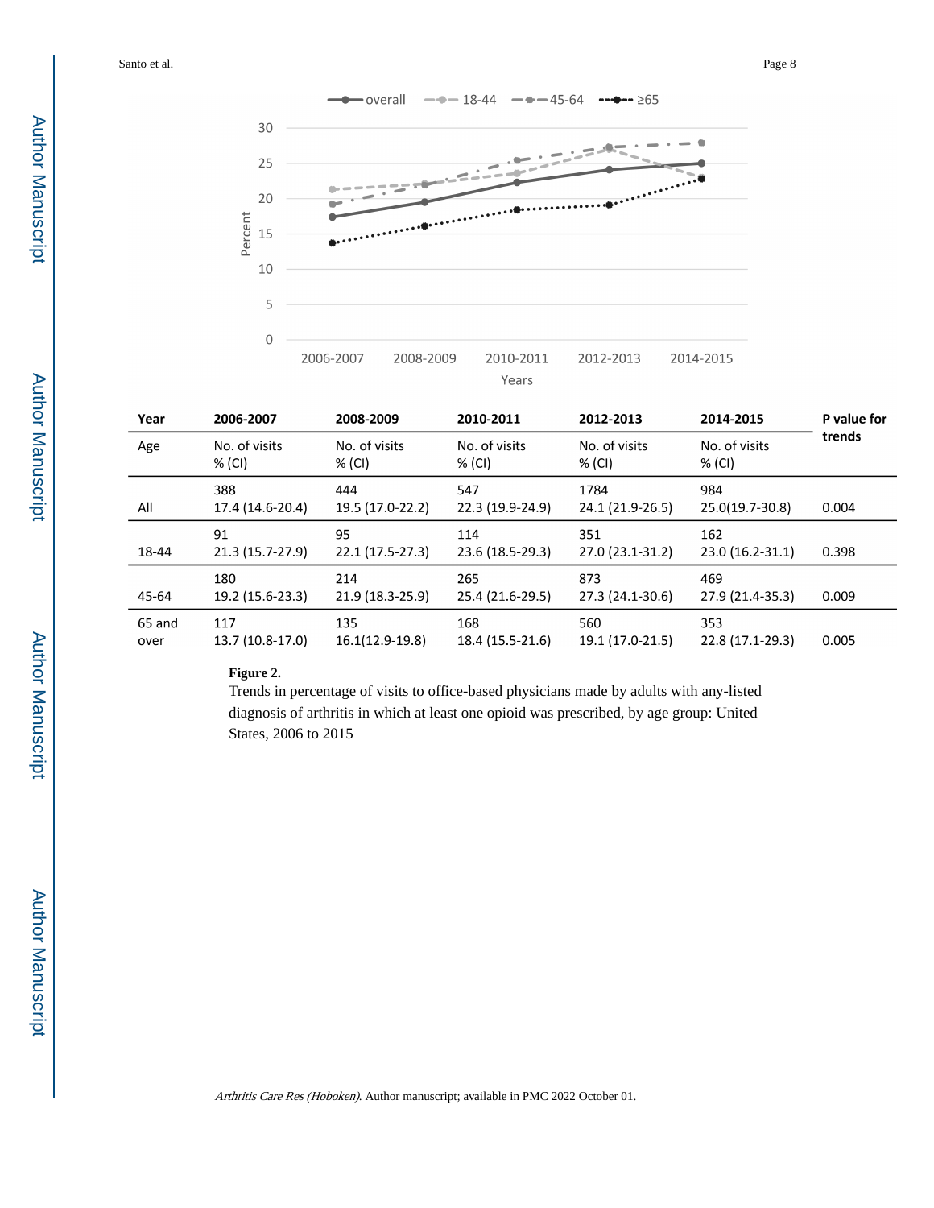| Year | 2006-2007 | 2008-2009 | 2010-2011 | 2012-2013 | 2014-2015 | P value for trends |
|---|---|---|---|---|---|---|
| Age | No. of visits % (CI) | No. of visits % (CI) | No. of visits % (CI) | No. of visits % (CI) | No. of visits % (CI) | |
| All | 388 17.4 (14.6-20.4) | 444 19.5 (17.0-22.2) | 547 22.3 (19.9-24.9) | 1784 24.1 (21.9-26.5) | 984 25.0(19.7-30.8) | 0.004 |
| 18-44 | 91 21.3 (15.7-27.9) | 95 22.1 (17.5-27.3) | 114 23.6 (18.5-29.3) | 351 27.0 (23.1-31.2) | 162 23.0 (16.2-31.1) | 0.398 |
| 45-64 | 180 19.2 (15.6-23.3) | 214 21.9 (18.3-25.9) | 265 25.4 (21.6-29.5) | 873 27.3 (24.1-30.6) | 469 27.9 (21.4-35.3) | 0.009 |
| 65 and over | 117 13.7 (10.8-17.0) | 135 16.1(12.9-19.8) | 168 18.4 (15.5-21.6) | 560 19.1 (17.0-21.5) | 353 22.8 (17.1-29.3) | 0.005 |

**Figure 2.**

Trends in percentage of visits to office-based physicians made by adults with any-listed diagnosis of arthritis in which at least one opioid was prescribed, by age group: United States, 2006 to 2015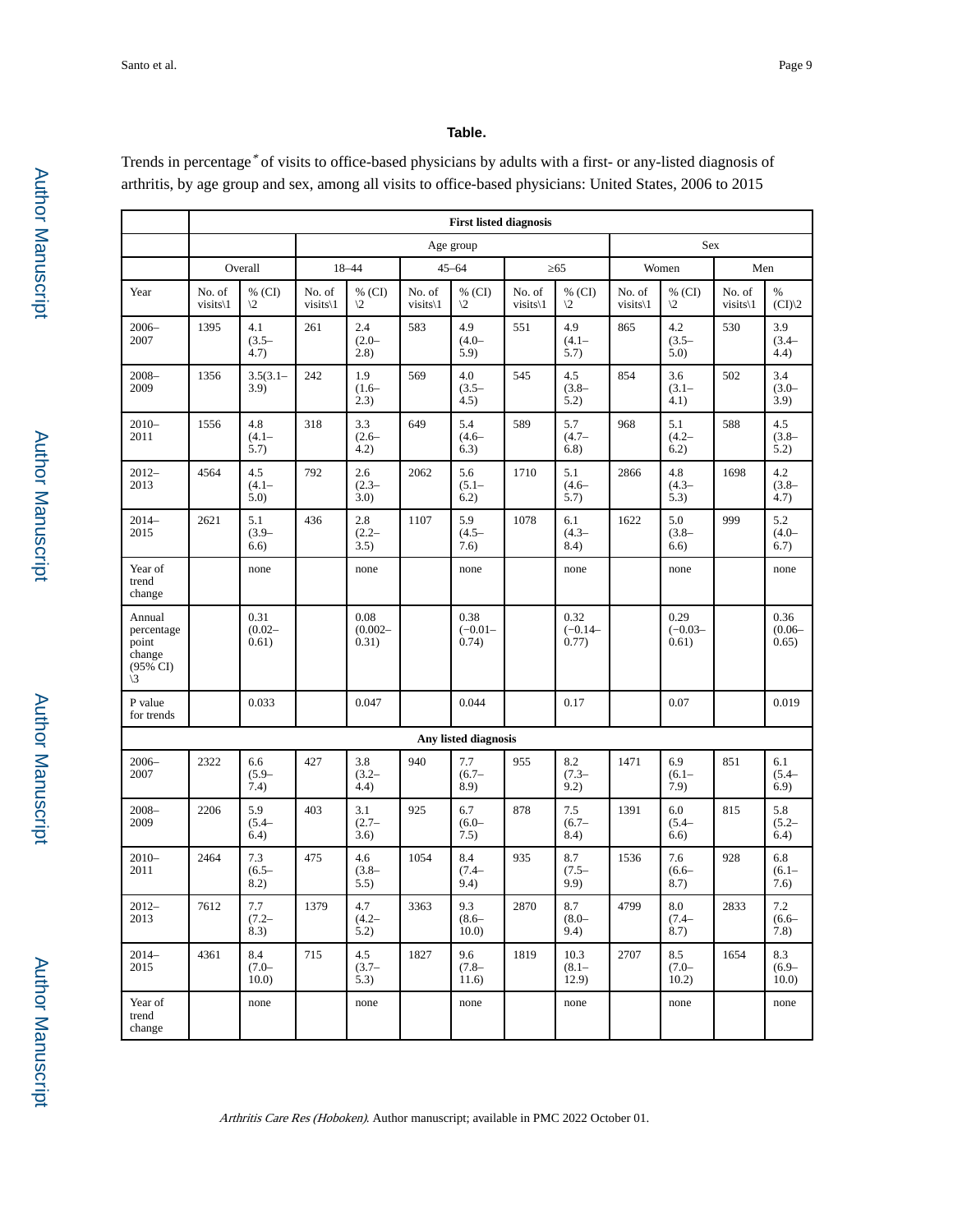**Table.**

Trends in percentage[*] of visits to office-based physicians by adults with a first- or any-listed diagnosis of arthritis, by age group and sex, among all visits to office-based physicians: United States, 2006 to 2015

| | First listed diagnosis | | | | | | | | | | | |
|---|---|---|---|---|---|---|---|---|---|---|---|---|
| | | | Age group | | | | | | Sex | | | |
| | Overall | | 18–44 | | 45–64 | | ≥65 | | Women | | Men | |
| Year | No. of visits\1 | % (CI) \2 | No. of visits\1 | % (CI) \2 | No. of visits\1 | % (CI) \2 | No. of visits\1 | % (CI) \2 | No. of visits\1 | % (CI) \2 | No. of visits\1 | % (CI)\2 |
| 2006–2007 | 1395 | 4.1 (3.5–4.7) | 261 | 2.4 (2.0–2.8) | 583 | 4.9 (4.0–5.9) | 551 | 4.9 (4.1–5.7) | 865 | 4.2 (3.5–5.0) | 530 | 3.9 (3.4–4.4) |
| 2008–2009 | 1356 | 3.5(3.1–3.9) | 242 | 1.9 (1.6–2.3) | 569 | 4.0 (3.5–4.5) | 545 | 4.5 (3.8–5.2) | 854 | 3.6 (3.1–4.1) | 502 | 3.4 (3.0–3.9) |
| 2010–2011 | 1556 | 4.8 (4.1–5.7) | 318 | 3.3 (2.6–4.2) | 649 | 5.4 (4.6–6.3) | 589 | 5.7 (4.7–6.8) | 968 | 5.1 (4.2–6.2) | 588 | 4.5 (3.8–5.2) |
| 2012–2013 | 4564 | 4.5 (4.1–5.0) | 792 | 2.6 (2.3–3.0) | 2062 | 5.6 (5.1–6.2) | 1710 | 5.1 (4.6–5.7) | 2866 | 4.8 (4.3–5.3) | 1698 | 4.2 (3.8–4.7) |
| 2014–2015 | 2621 | 5.1 (3.9–6.6) | 436 | 2.8 (2.2–3.5) | 1107 | 5.9 (4.5–7.6) | 1078 | 6.1 (4.3–8.4) | 1622 | 5.0 (3.8–6.6) | 999 | 5.2 (4.0–6.7) |
| Year of trend change | | none | | none | | none | | none | | none | | none |
| Annual percentage point change (95% CI) \3 | | 0.31 (0.02–0.61) | | 0.08 (0.002–0.31) | | 0.38 (−0.01–0.74) | | 0.32 (−0.14–0.77) | | 0.29 (−0.03–0.61) | | 0.36 (0.06–0.65) |
| P value for trends | | 0.033 | | 0.047 | | 0.044 | | 0.17 | | 0.07 | | 0.019 |
| **Any listed diagnosis** | | | | | | | | | | | | |
| 2006–2007 | 2322 | 6.6 (5.9–7.4) | 427 | 3.8 (3.2–4.4) | 940 | 7.7 (6.7–8.9) | 955 | 8.2 (7.3–9.2) | 1471 | 6.9 (6.1–7.9) | 851 | 6.1 (5.4–6.9) |
| 2008–2009 | 2206 | 5.9 (5.4–6.4) | 403 | 3.1 (2.7–3.6) | 925 | 6.7 (6.0–7.5) | 878 | 7.5 (6.7–8.4) | 1391 | 6.0 (5.4–6.6) | 815 | 5.8 (5.2–6.4) |
| 2010–2011 | 2464 | 7.3 (6.5–8.2) | 475 | 4.6 (3.8–5.5) | 1054 | 8.4 (7.4–9.4) | 935 | 8.7 (7.5–9.9) | 1536 | 7.6 (6.6–8.7) | 928 | 6.8 (6.1–7.6) |
| 2012–2013 | 7612 | 7.7 (7.2–8.3) | 1379 | 4.7 (4.2–5.2) | 3363 | 9.3 (8.6–10.0) | 2870 | 8.7 (8.0–9.4) | 4799 | 8.0 (7.4–8.7) | 2833 | 7.2 (6.6–7.8) |
| 2014–2015 | 4361 | 8.4 (7.0–10.0) | 715 | 4.5 (3.7–5.3) | 1827 | 9.6 (7.8–11.6) | 1819 | 10.3 (8.1–12.9) | 2707 | 8.5 (7.0–10.2) | 1654 | 8.3 (6.9–10.0) |
| Year of trend change | | none | | none | | none | | none | | none | | none |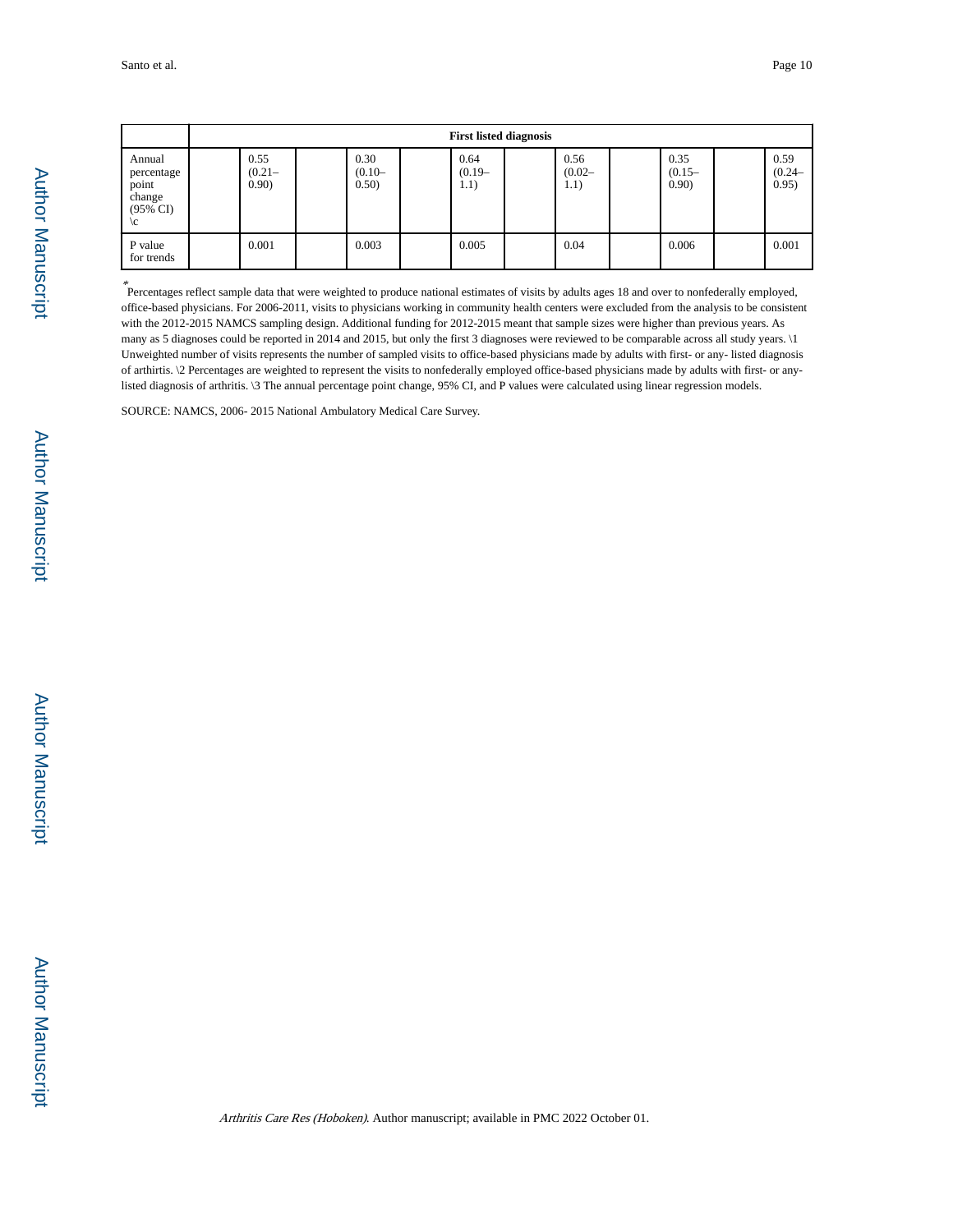| | First listed diagnosis | | | | | | | | | | | |
|---|---|---|---|---|---|---|---|---|---|---|---|---|
| Annual percentage point change (95% CI) \c | | 0.55 (0.21–0.90) | | 0.30 (0.10–0.50) | | 0.64 (0.19–1.1) | | 0.56 (0.02–1.1) | | 0.35 (0.15–0.90) | | 0.59 (0.24–0.95) |
| P value for trends | | 0.001 | | 0.003 | | 0.005 | | 0.04 | | 0.006 | | 0.001 |

*Percentages reflect sample data that were weighted to produce national estimates of visits by adults ages 18 and over to nonfederally employed, office-based physicians. For 2006-2011, visits to physicians working in community health centers were excluded from the analysis to be consistent with the 2012-2015 NAMCS sampling design. Additional funding for 2012-2015 meant that sample sizes were higher than previous years. As many as 5 diagnoses could be reported in 2014 and 2015, but only the first 3 diagnoses were reviewed to be comparable across all study years. \1 Unweighted number of visits represents the number of sampled visits to office-based physicians made by adults with first- or any- listed diagnosis of arthirtis. \2 Percentages are weighted to represent the visits to nonfederally employed office-based physicians made by adults with first- or any-listed diagnosis of arthritis. \3 The annual percentage point change, 95% CI, and P values were calculated using linear regression models.

SOURCE: NAMCS, 2006- 2015 National Ambulatory Medical Care Survey.